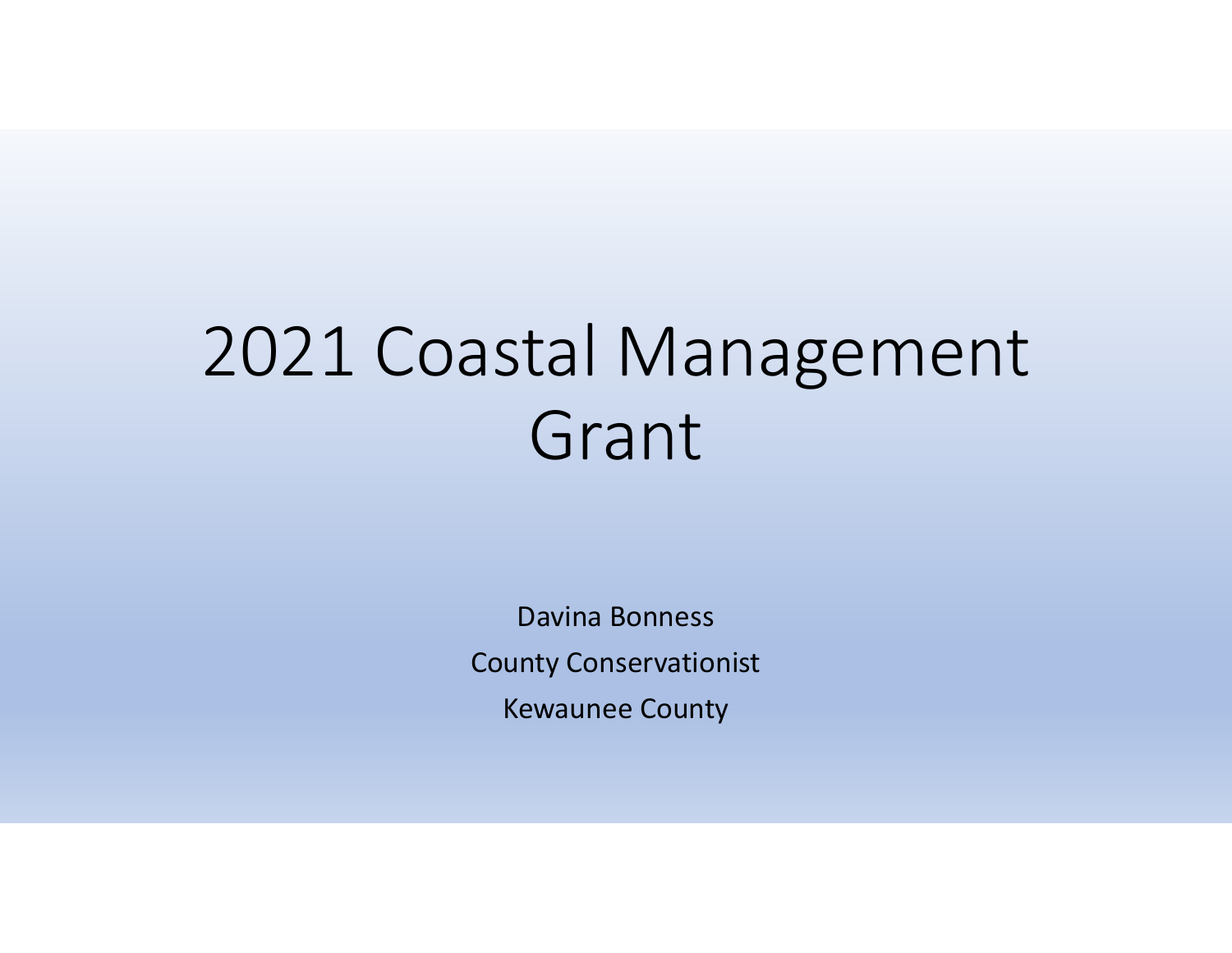# 2021 Coastal Management Grant

Davina Bonness

County Conservationist

Kewaunee County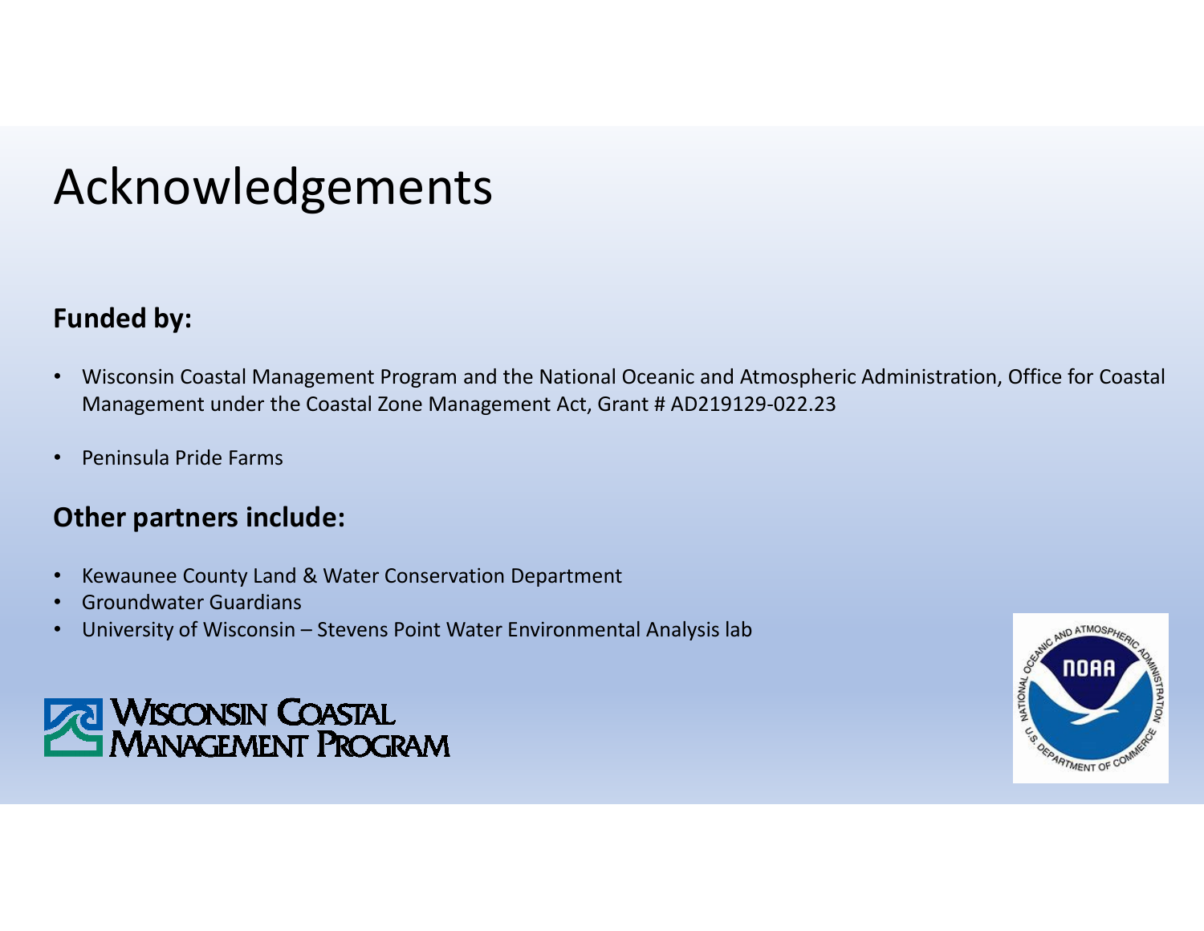# Acknowledgements

**Funded by:**

- Wisconsin Coastal Management Program and the National Oceanic and Atmospheric Administration, Office for Coastal Management under the Coastal Zone Management Act, Grant # AD219129-022.23
- Peninsula Pride Farms

**Other partners include:**

- Kewaunee County Land & Water Conservation Department
- Groundwater Guardians
- University of Wisconsin – Stevens Point Water Environmental Analysis lab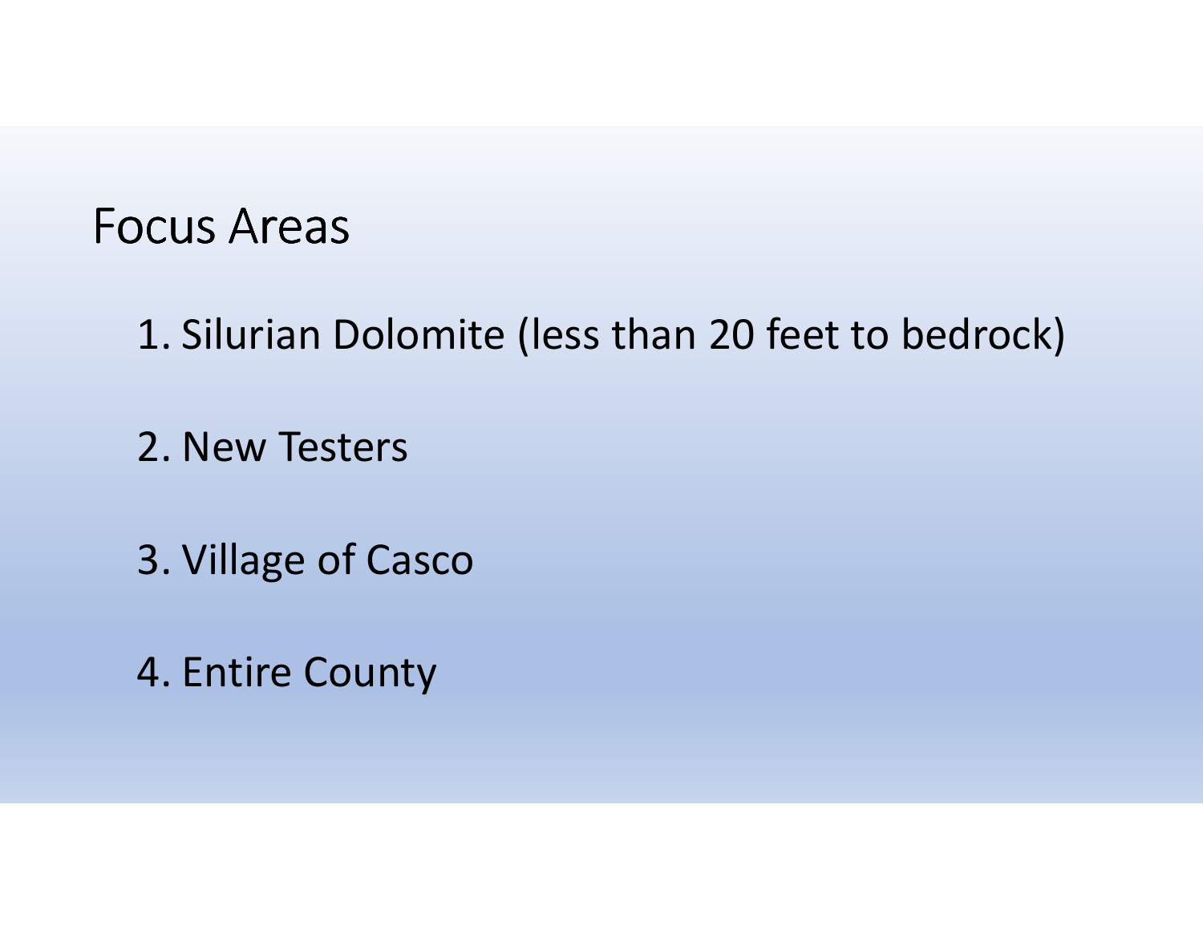# Focus Areas

1. Silurian Dolomite (less than 20 feet to bedrock)
2. New Testers
3. Village of Casco
4. Entire County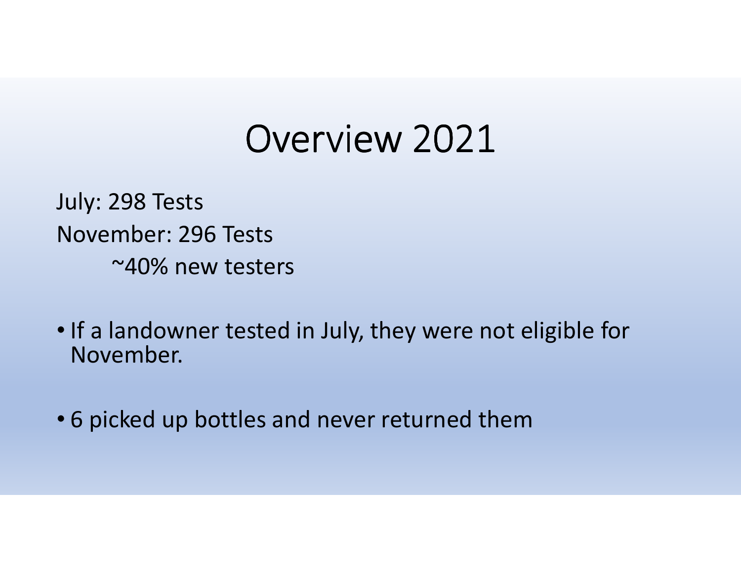# Overview 2021

July: 298 Tests

November: 296 Tests

~40% new testers

- If a landowner tested in July, they were not eligible for November.
- 6 picked up bottles and never returned them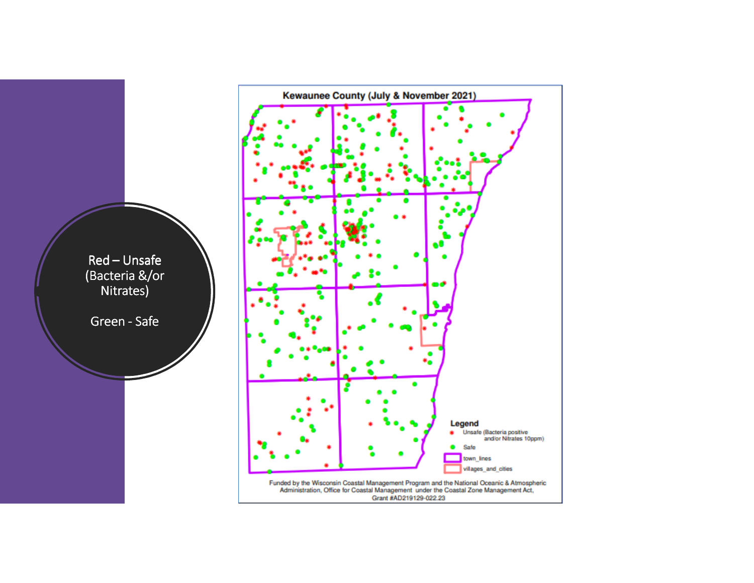Red – Unsafe (Bacteria &/or Nitrates)

Green - Safe

## Kewaunee County (July & November 2021)

**Legend**

- Unsafe (Bacteria positive and/or Nitrates 10ppm)
- Safe
- town_lines
- villages_and_cities

Funded by the Wisconsin Coastal Management Program and the National Oceanic & Atmospheric Administration, Office for Coastal Management under the Coastal Zone Management Act, Grant #AD219129-022.23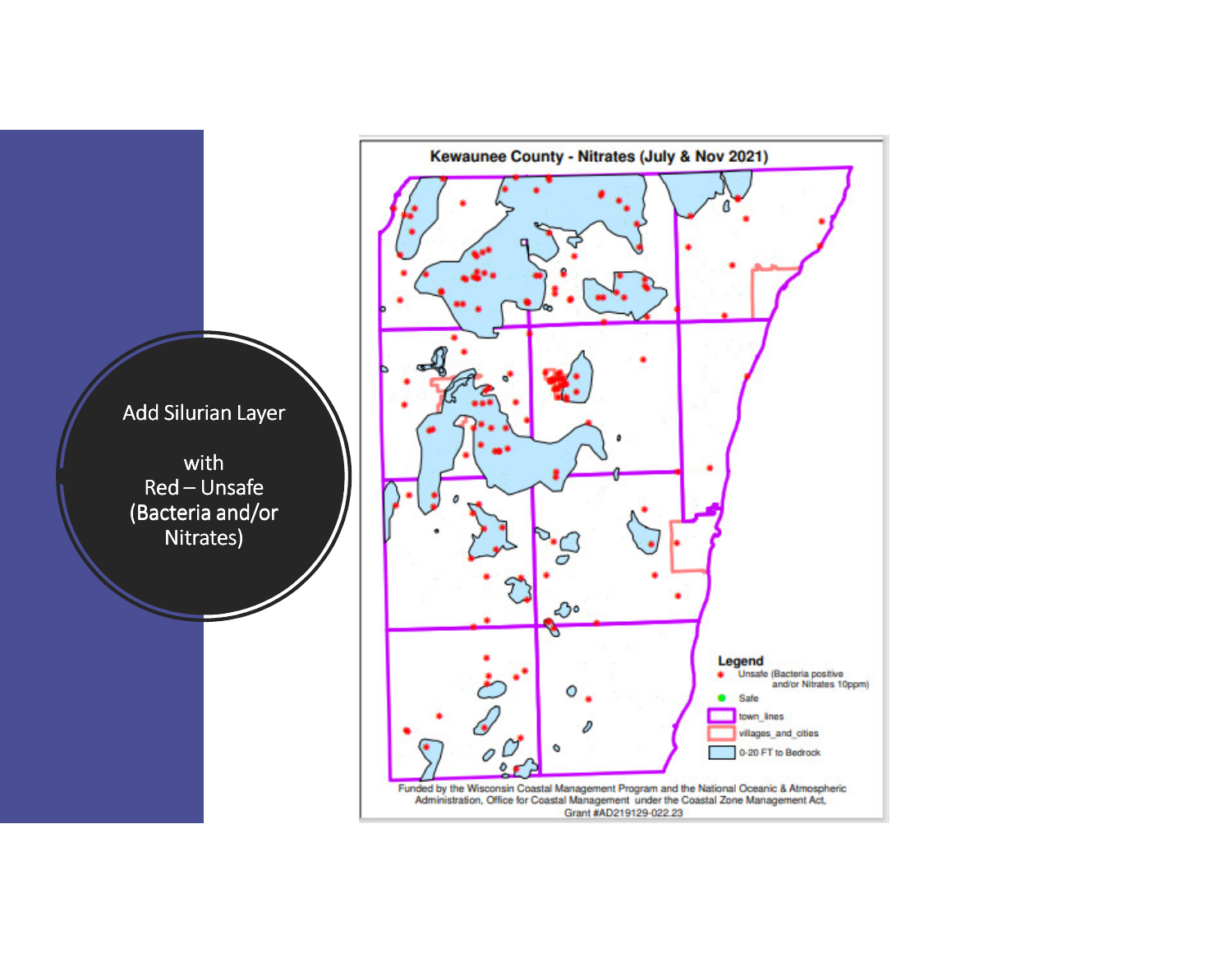Add Silurian Layer

with
Red – Unsafe
(Bacteria and/or
Nitrates)

**Kewaunee County - Nitrates (July & Nov 2021)**

**Legend**

- Unsafe (Bacteria positive and/or Nitrates 10ppm)
- Safe
- town_lines
- villages_and_cities
- 0-20 FT to Bedrock

Funded by the Wisconsin Coastal Management Program and the National Oceanic & Atmospheric Administration, Office for Coastal Management under the Coastal Zone Management Act, Grant #AD219129-022.23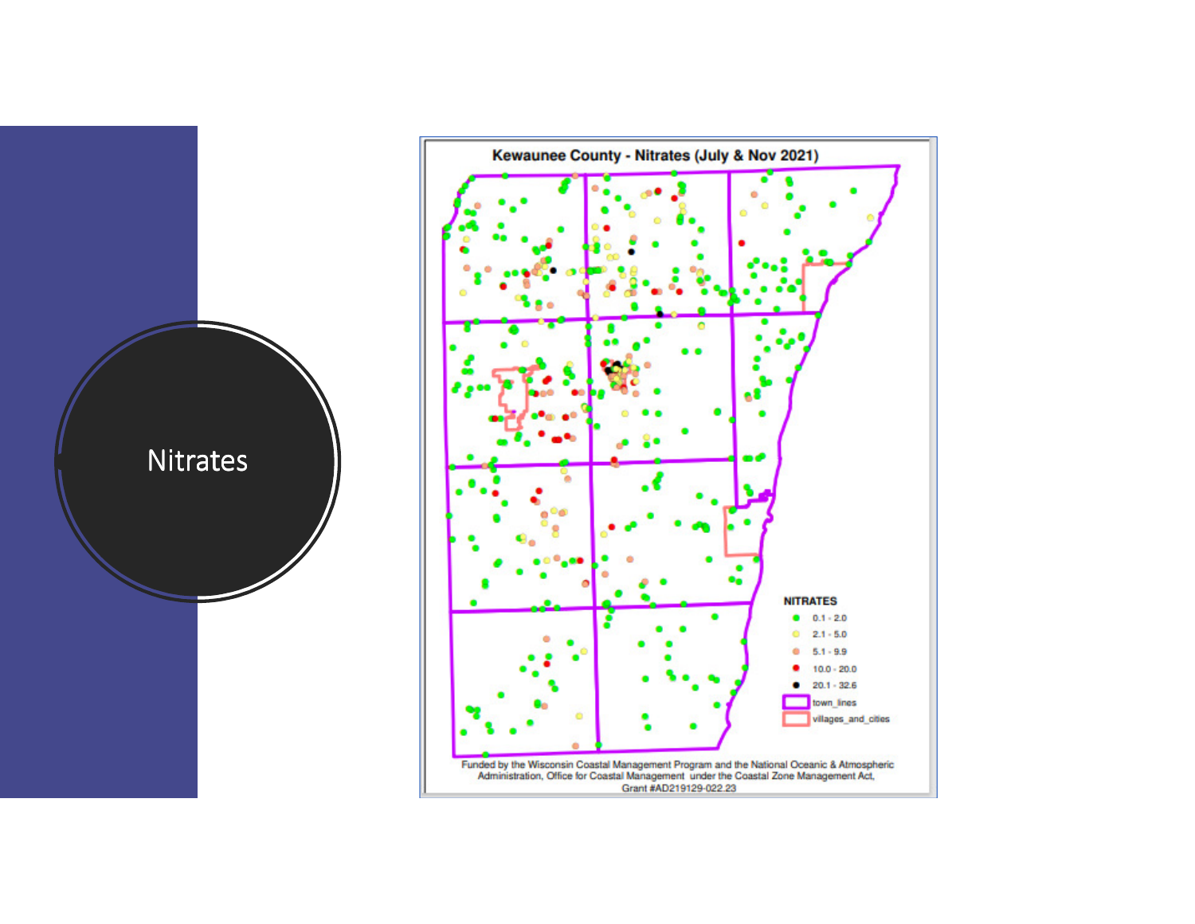# Nitrates

**Kewaunee County - Nitrates (July & Nov 2021)**

**NITRATES**

- 0.1 - 2.0
- 2.1 - 5.0
- 5.1 - 9.9
- 10.0 - 20.0
- 20.1 - 32.6
- town_lines
- villages_and_cities

Funded by the Wisconsin Coastal Management Program and the National Oceanic & Atmospheric Administration, Office for Coastal Management under the Coastal Zone Management Act, Grant #AD219129-022.23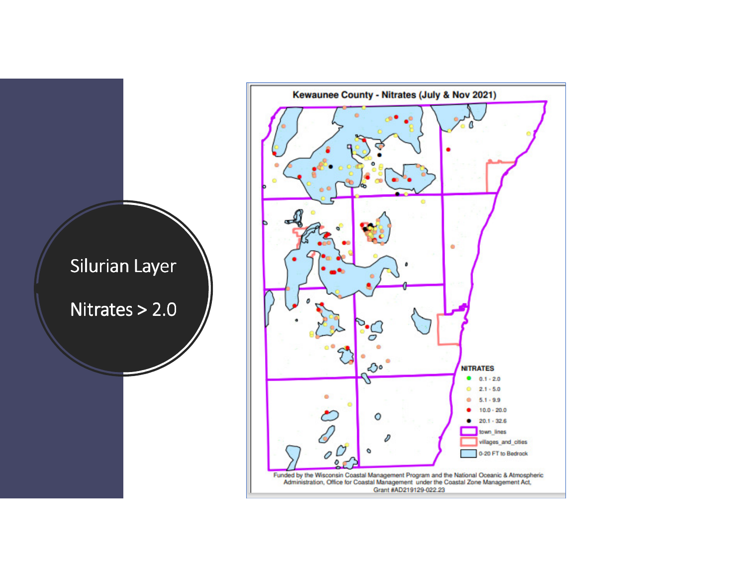# Silurian Layer

# Nitrates > 2.0

**Kewaunee County - Nitrates (July & Nov 2021)**

NITRATES
- 0.1 - 2.0
- 2.1 - 5.0
- 5.1 - 9.9
- 10.0 - 20.0
- 20.1 - 32.6
- town_lines
- villages_and_cities
- 0-20 FT to Bedrock

Funded by the Wisconsin Coastal Management Program and the National Oceanic & Atmospheric Administration, Office for Coastal Management under the Coastal Zone Management Act, Grant #AD219129-022.23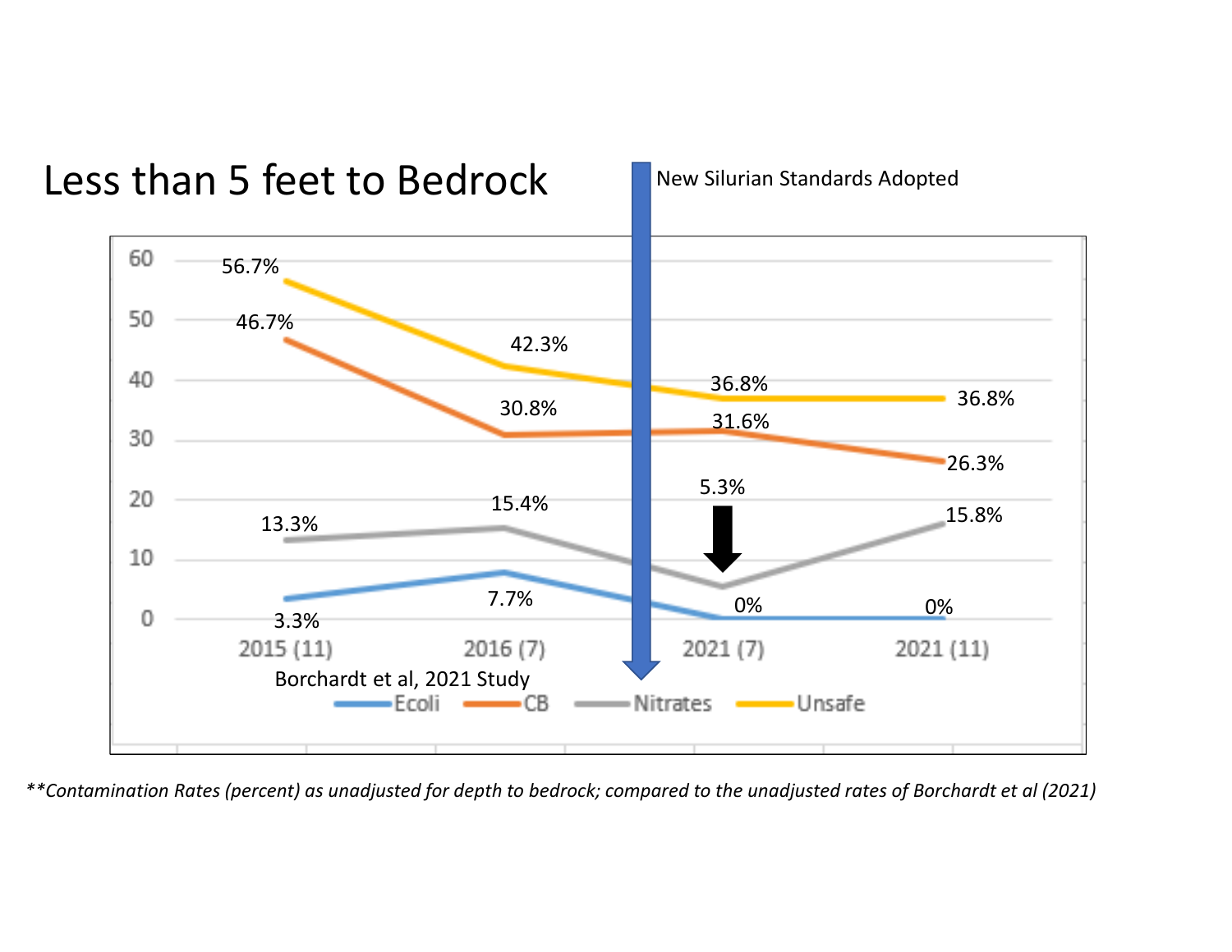# Less than 5 feet to Bedrock

New Silurian Standards Adopted

| | 2015 (11) | 2016 (7) | 2021 (7) | 2021 (11) |
|---|---|---|---|---|
| Ecoli | 3.3% | 7.7% | 0% | 0% |
| CB | 46.7% | 30.8% | 31.6% | 26.3% |
| Nitrates | 13.3% | 15.4% | 5.3% | 15.8% |
| Unsafe | 56.7% | 42.3% | 36.8% | 36.8% |

Borchardt et al, 2021 Study

*\*\*Contamination Rates (percent) as unadjusted for depth to bedrock; compared to the unadjusted rates of Borchardt et al (2021)*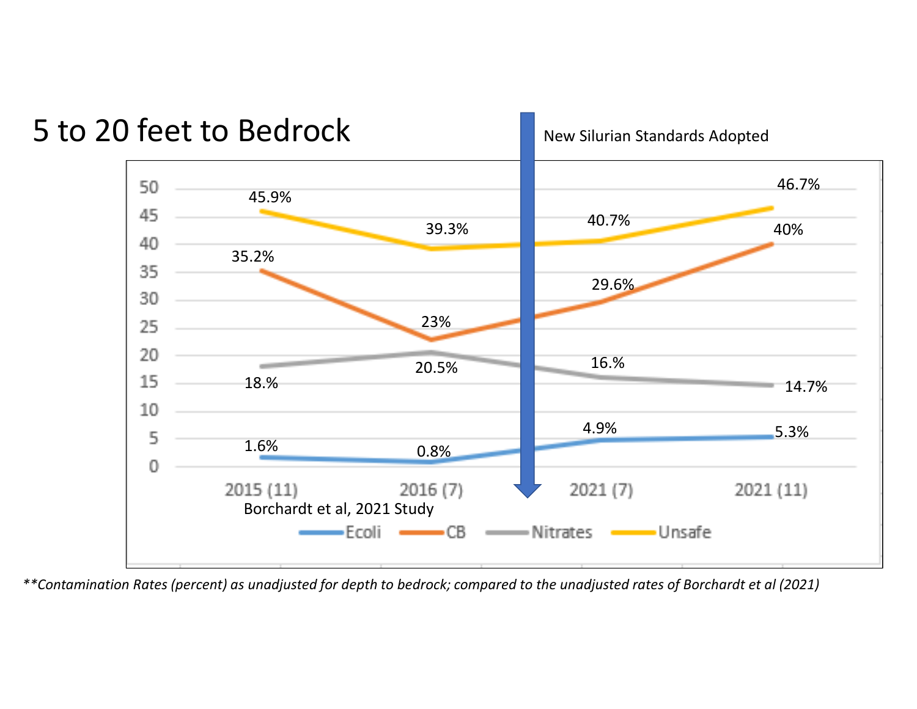# 5 to 20 feet to Bedrock

New Silurian Standards Adopted

| Series | 2015 (11) | 2016 (7) | 2021 (7) | 2021 (11) |
| --- | --- | --- | --- | --- |
| Ecoli | 1.6% | 0.8% | 4.9% | 5.3% |
| CB | 35.2% | 23% | 29.6% | 40% |
| Nitrates | 18.% | 20.5% | 16.% | 14.7% |
| Unsafe | 45.9% | 39.3% | 40.7% | 46.7% |

Borchardt et al, 2021 Study

*\*\*Contamination Rates (percent) as unadjusted for depth to bedrock; compared to the unadjusted rates of Borchardt et al (2021)*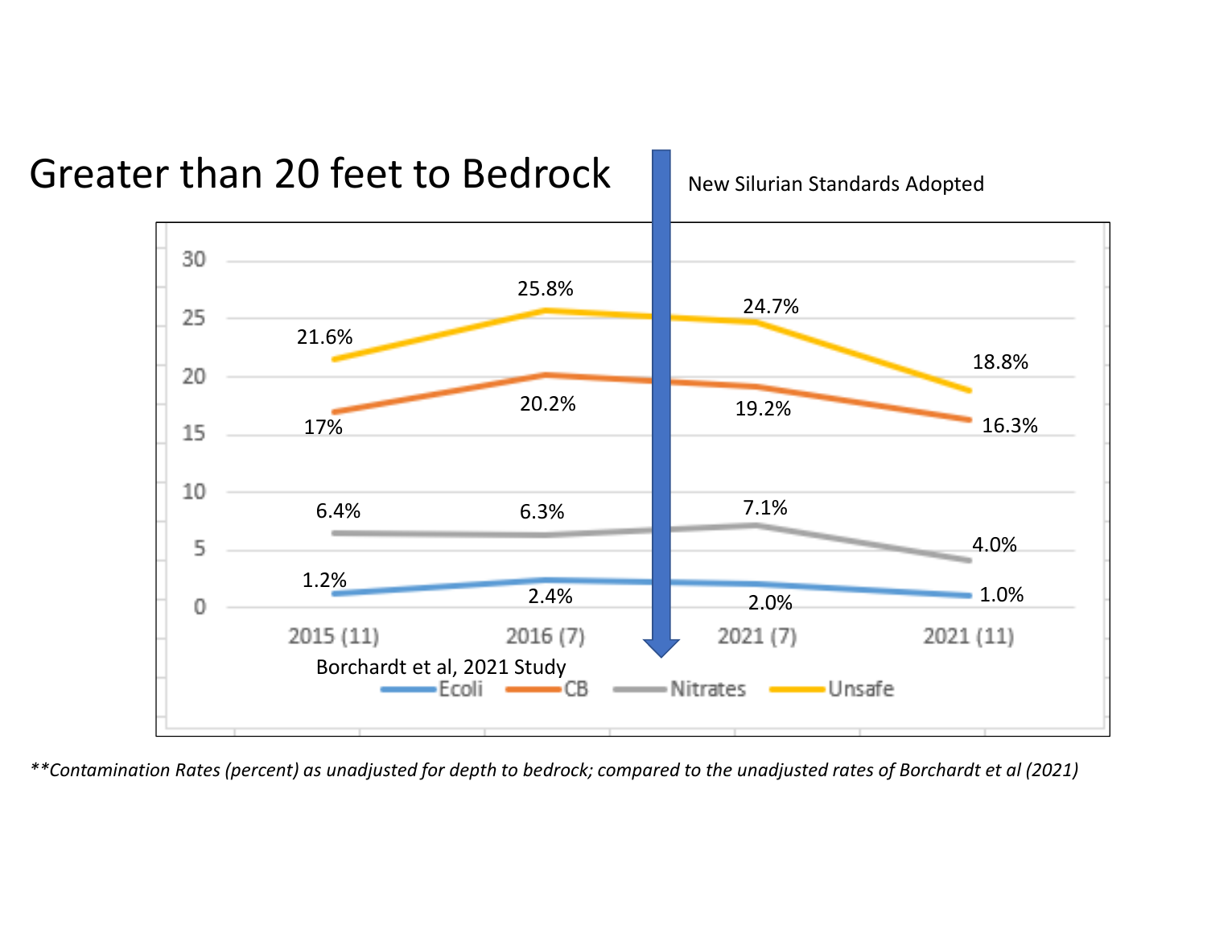# Greater than 20 feet to Bedrock

New Silurian Standards Adopted

| | 2015 (11) | 2016 (7) | 2021 (7) | 2021 (11) |
|---|---|---|---|---|
| Ecoli | 1.2% | 2.4% | 2.0% | 1.0% |
| CB | 17% | 20.2% | 19.2% | 16.3% |
| Nitrates | 6.4% | 6.3% | 7.1% | 4.0% |
| Unsafe | 21.6% | 25.8% | 24.7% | 18.8% |

Borchardt et al, 2021 Study

*\*\*Contamination Rates (percent) as unadjusted for depth to bedrock; compared to the unadjusted rates of Borchardt et al (2021)*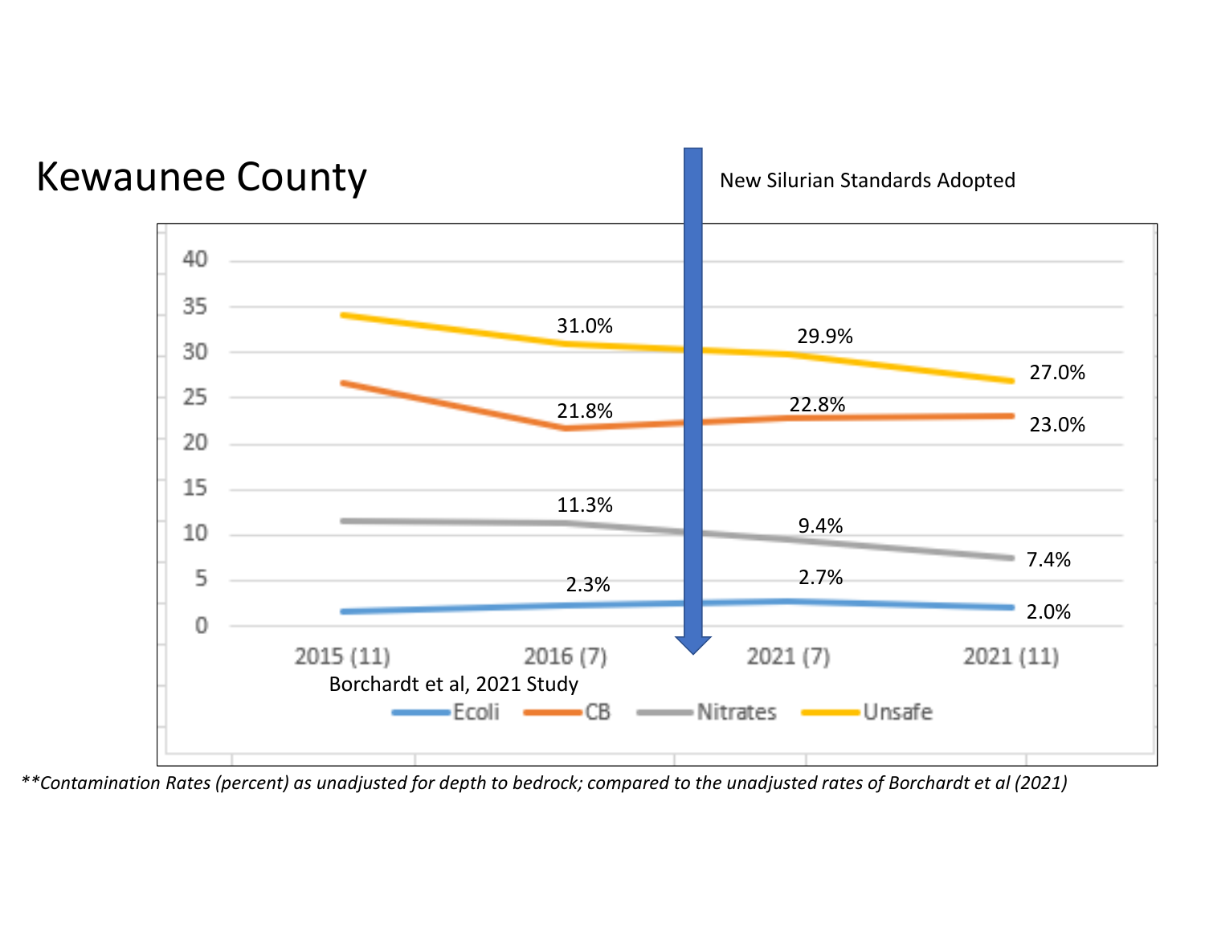# Kewaunee County

New Silurian Standards Adopted

| | 2015 (11) | 2016 (7) | 2021 (7) | 2021 (11) |
|---|---|---|---|---|
| Ecoli | | 2.3% | 2.7% | 2.0% |
| CB | | 21.8% | 22.8% | 23.0% |
| Nitrates | | 11.3% | 9.4% | 7.4% |
| Unsafe | | 31.0% | 29.9% | 27.0% |

Borchardt et al, 2021 Study

*\*\*Contamination Rates (percent) as unadjusted for depth to bedrock; compared to the unadjusted rates of Borchardt et al (2021)*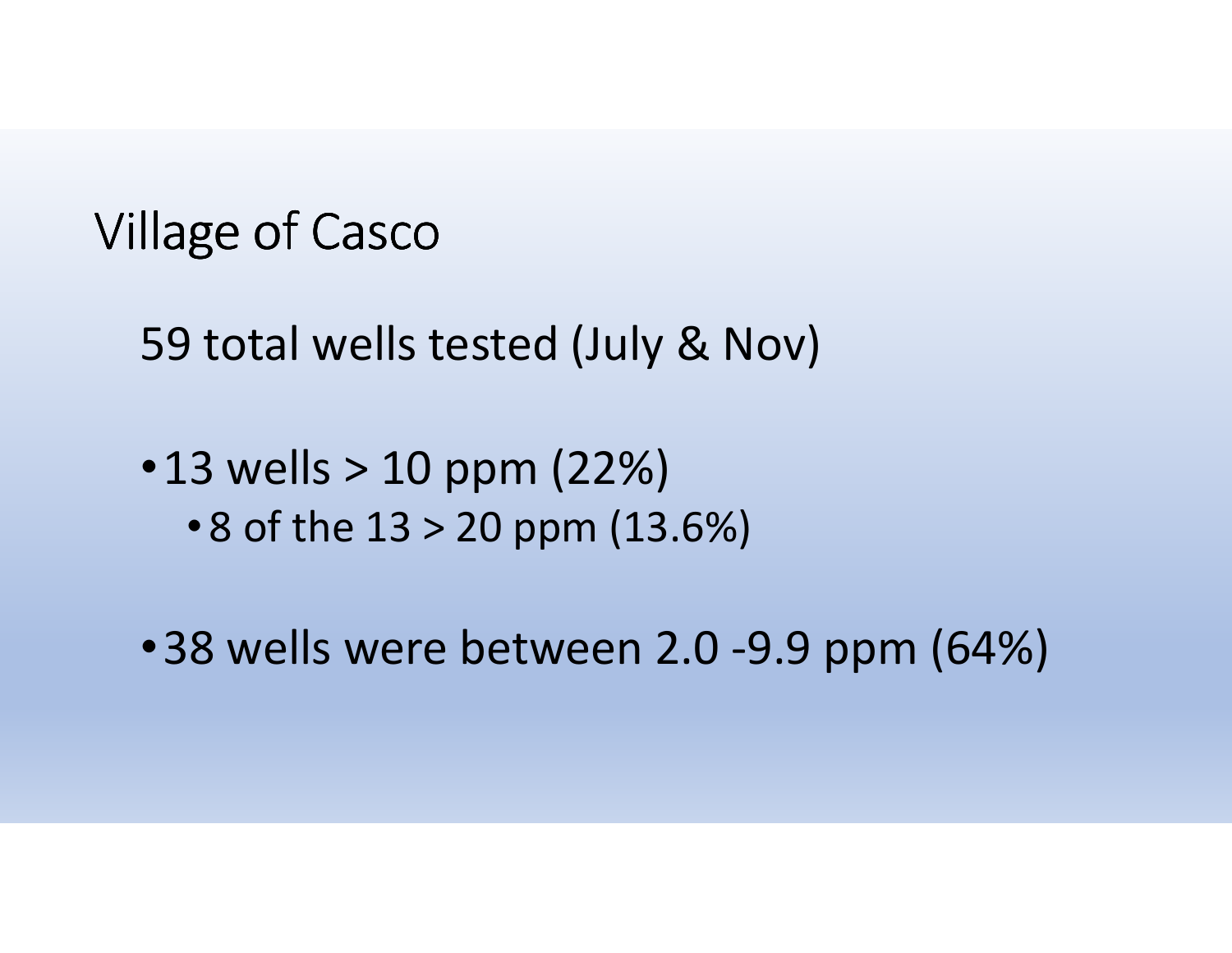# Village of Casco

59 total wells tested (July & Nov)

- 13 wells > 10 ppm (22%)
  - 8 of the 13 > 20 ppm (13.6%)

- 38 wells were between 2.0 -9.9 ppm (64%)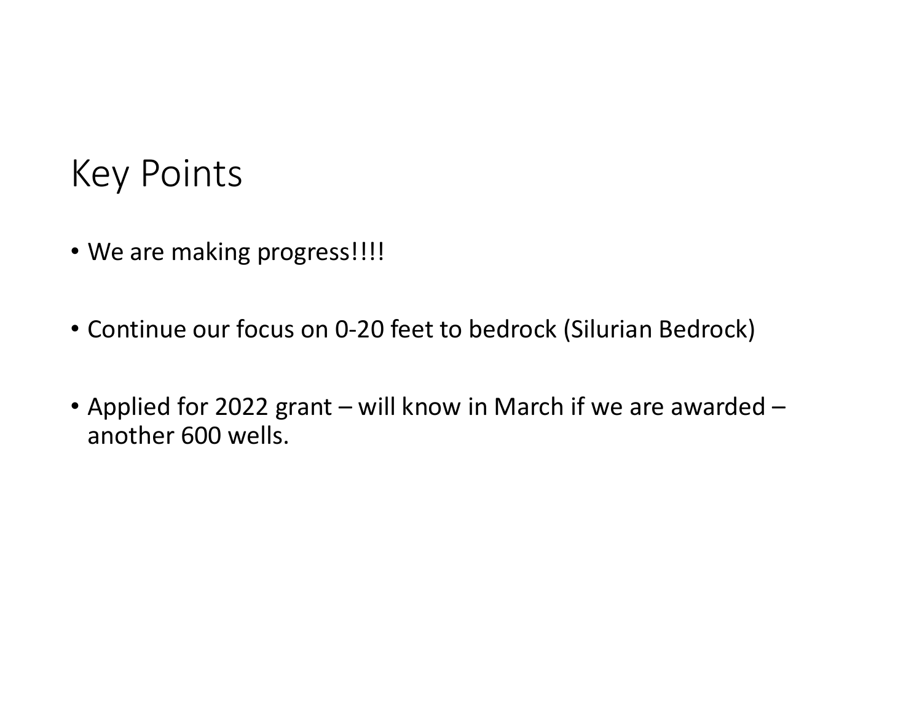# Key Points

- We are making progress!!!!
- Continue our focus on 0-20 feet to bedrock (Silurian Bedrock)
- Applied for 2022 grant – will know in March if we are awarded – another 600 wells.